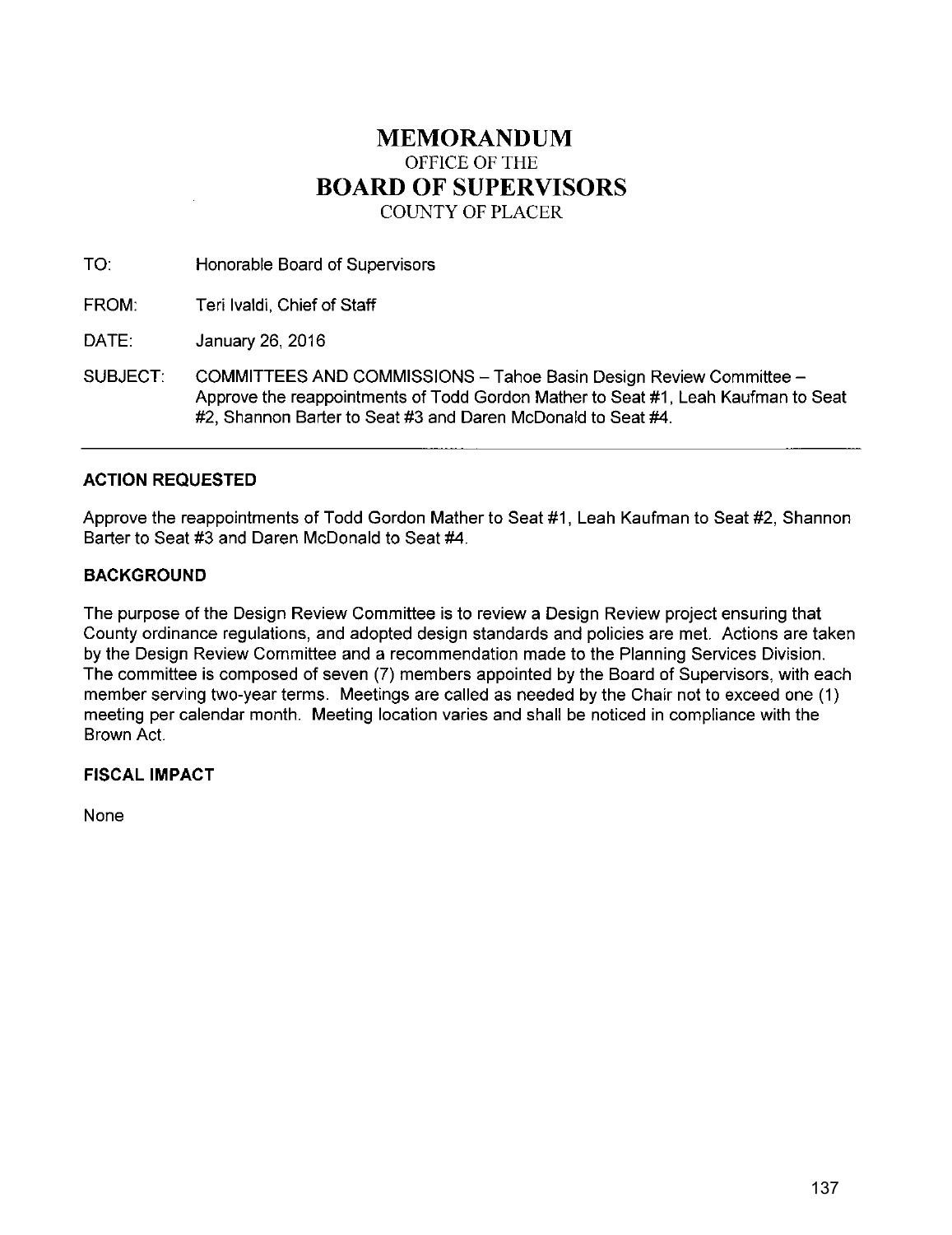# MEMORANDUM

OFFICE OF THE

# BOARD OF SUPERVISORS

COUNTY OF PLACER

TO: Honorable Board of Supervisors

FROM: Teri Ivaldi, Chief of Staff

DATE: January 26, 2016

SUBJECT: COMMITTEES AND COMMISSIONS – Tahoe Basin Design Review Committee – Approve the reappointments of Todd Gordon Mather to Seat #1, Leah Kaufman to Seat #2, Shannon Barter to Seat #3 and Daren McDonald to Seat #4.

---

## ACTION REQUESTED

Approve the reappointments of Todd Gordon Mather to Seat #1, Leah Kaufman to Seat #2, Shannon Barter to Seat #3 and Daren McDonald to Seat #4.

## BACKGROUND

The purpose of the Design Review Committee is to review a Design Review project ensuring that County ordinance regulations, and adopted design standards and policies are met. Actions are taken by the Design Review Committee and a recommendation made to the Planning Services Division. The committee is composed of seven (7) members appointed by the Board of Supervisors, with each member serving two-year terms. Meetings are called as needed by the Chair not to exceed one (1) meeting per calendar month. Meeting location varies and shall be noticed in compliance with the Brown Act.

## FISCAL IMPACT

None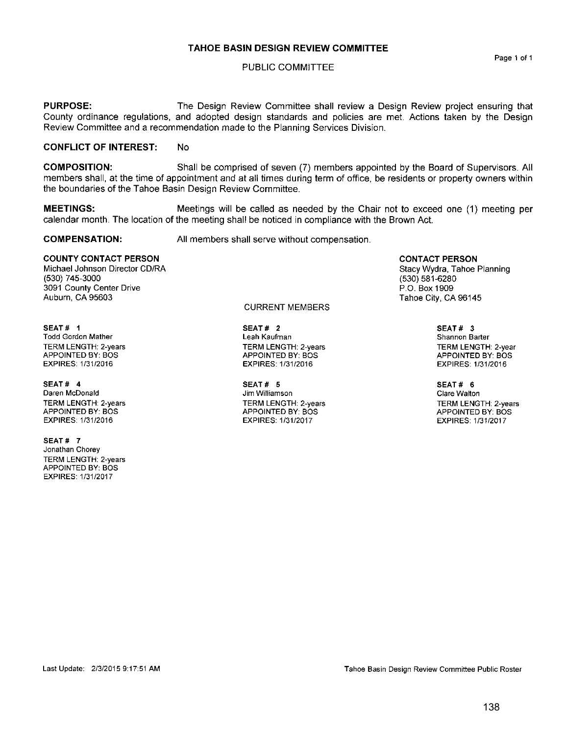# TAHOE BASIN DESIGN REVIEW COMMITTEE

PUBLIC COMMITTEE

**PURPOSE:** The Design Review Committee shall review a Design Review project ensuring that County ordinance regulations, and adopted design standards and policies are met. Actions taken by the Design Review Committee and a recommendation made to the Planning Services Division.

**CONFLICT OF INTEREST:** No

**COMPOSITION:** Shall be comprised of seven (7) members appointed by the Board of Supervisors. All members shall, at the time of appointment and at all times during term of office, be residents or property owners within the boundaries of the Tahoe Basin Design Review Committee.

**MEETINGS:** Meetings will be called as needed by the Chair not to exceed one (1) meeting per calendar month. The location of the meeting shall be noticed in compliance with the Brown Act.

**COMPENSATION:** All members shall serve without compensation.

**COUNTY CONTACT PERSON**
Michael Johnson Director CD/RA
(530) 745-3000
3091 County Center Drive
Auburn, CA 95603

**CONTACT PERSON**
Stacy Wydra, Tahoe Planning
(530) 581-6280
P.O. Box 1909
Tahoe City, CA 96145

## CURRENT MEMBERS

**SEAT # 1**
Todd Gordon Mather
TERM LENGTH: 2-years
APPOINTED BY: BOS
EXPIRES: 1/31/2016

**SEAT # 2**
Leah Kaufman
TERM LENGTH: 2-years
APPOINTED BY: BOS
EXPIRES: 1/31/2016

**SEAT # 3**
Shannon Barter
TERM LENGTH: 2-year
APPOINTED BY: BOS
EXPIRES: 1/31/2016

**SEAT # 4**
Daren McDonald
TERM LENGTH: 2-years
APPOINTED BY: BOS
EXPIRES: 1/31/2016

**SEAT # 5**
Jim Williamson
TERM LENGTH: 2-years
APPOINTED BY: BOS
EXPIRES: 1/31/2017

**SEAT # 6**
Clare Walton
TERM LENGTH: 2-years
APPOINTED BY: BOS
EXPIRES: 1/31/2017

**SEAT # 7**
Jonathan Chorey
TERM LENGTH: 2-years
APPOINTED BY: BOS
EXPIRES: 1/31/2017

Last Update: 2/3/2015 9:17:51 AM

Tahoe Basin Design Review Committee Public Roster